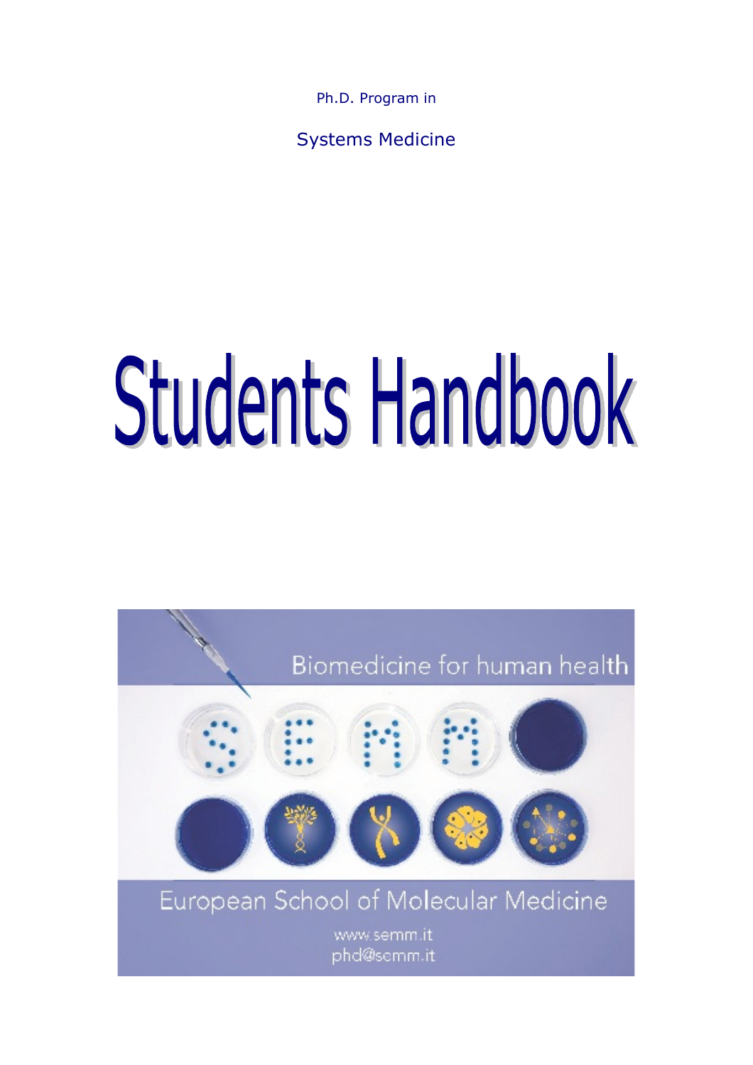Ph.D. Program in

Systems Medicine

# Students Handbook

Biomedicine for human health

European School of Molecular Medicine

www.semm.it
phd@semm.it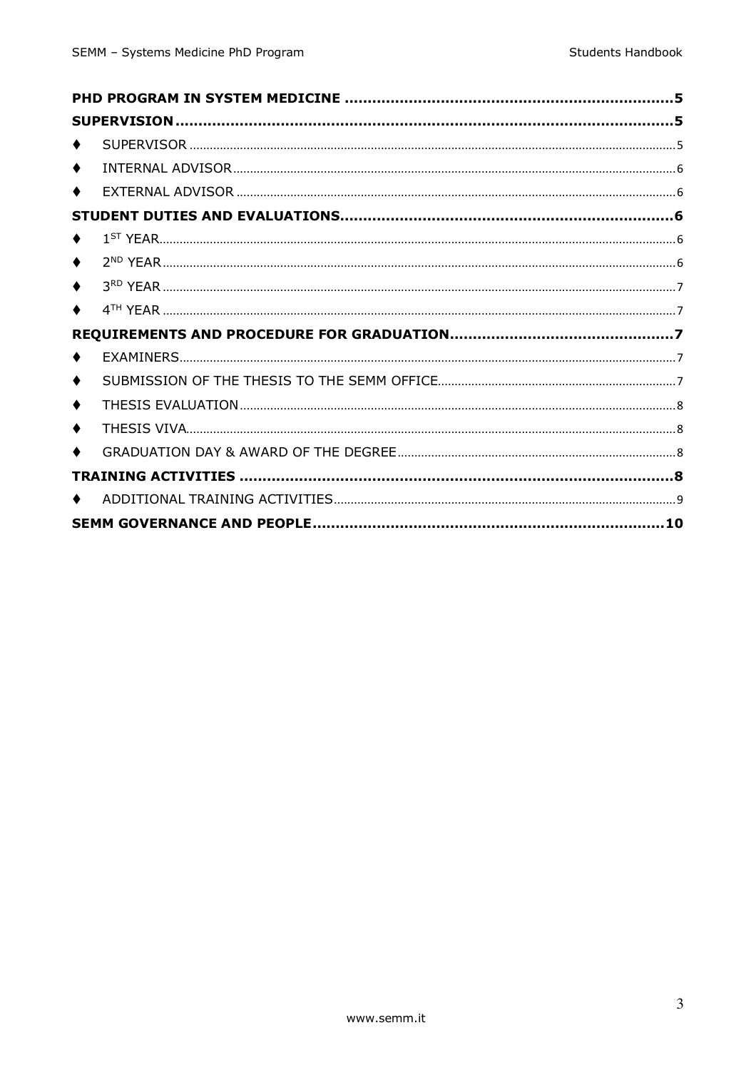**PHD PROGRAM IN SYSTEM MEDICINE ........................................................................ 5**

**SUPERVISION ........................................................................................................ 5**

- ♦ SUPERVISOR ........................................................................................................ 5
- ♦ INTERNAL ADVISOR ............................................................................................. 6
- ♦ EXTERNAL ADVISOR ............................................................................................ 6

**STUDENT DUTIES AND EVALUATIONS ...................................................................... 6**

- ♦ 1ST YEAR ............................................................................................................. 6
- ♦ 2ND YEAR ............................................................................................................ 6
- ♦ 3RD YEAR ............................................................................................................ 7
- ♦ 4TH YEAR ............................................................................................................. 7

**REQUIREMENTS AND PROCEDURE FOR GRADUATION ............................................... 7**

- ♦ EXAMINERS .......................................................................................................... 7
- ♦ SUBMISSION OF THE THESIS TO THE SEMM OFFICE ............................................... 7
- ♦ THESIS EVALUATION ............................................................................................ 8
- ♦ THESIS VIVA ........................................................................................................ 8
- ♦ GRADUATION DAY & AWARD OF THE DEGREE ......................................................... 8

**TRAINING ACTIVITIES ............................................................................................ 8**

- ♦ ADDITIONAL TRAINING ACTIVITIES ........................................................................ 9

**SEMM GOVERNANCE AND PEOPLE ......................................................................... 10**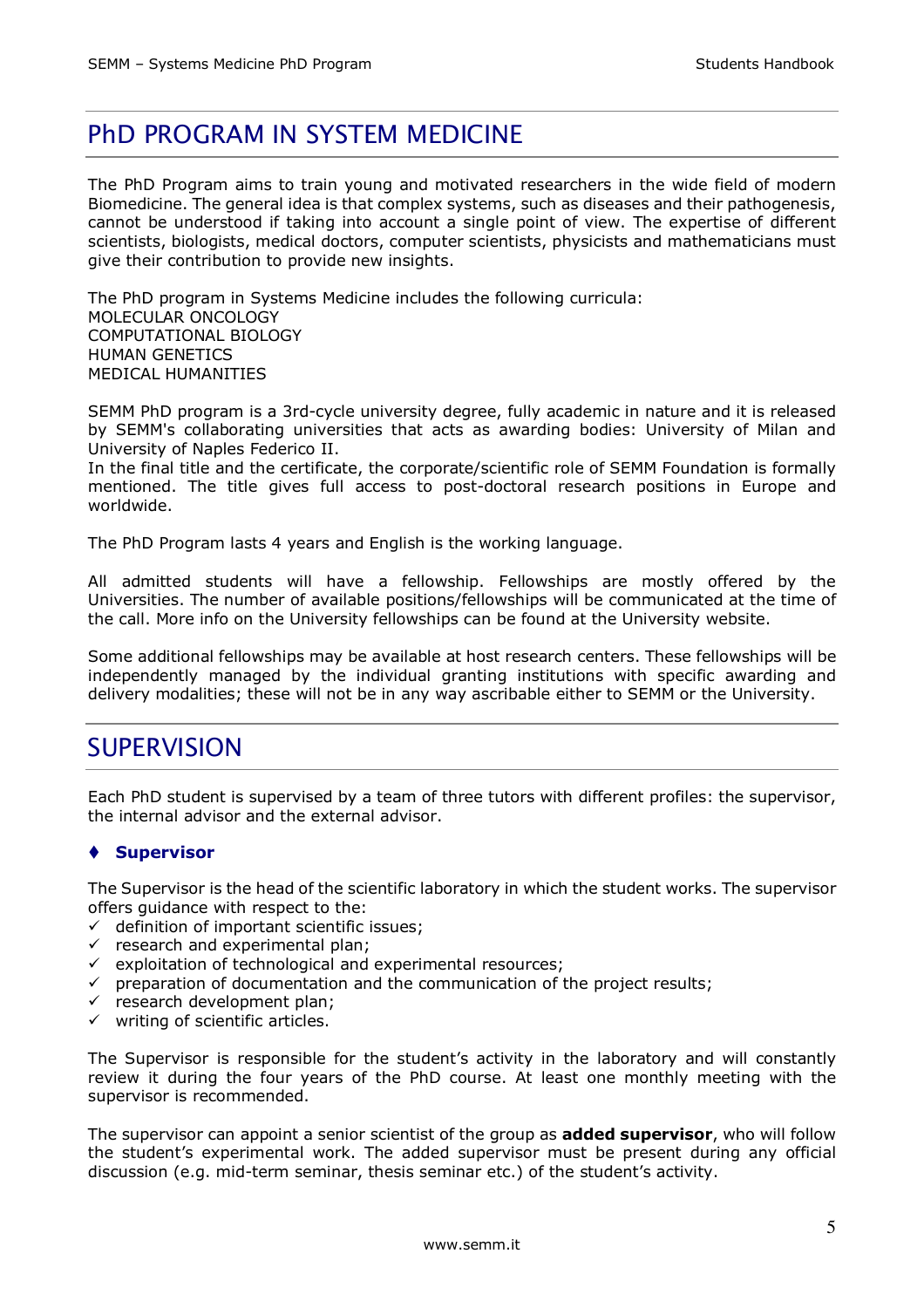## PhD PROGRAM IN SYSTEM MEDICINE

The PhD Program aims to train young and motivated researchers in the wide field of modern Biomedicine. The general idea is that complex systems, such as diseases and their pathogenesis, cannot be understood if taking into account a single point of view. The expertise of different scientists, biologists, medical doctors, computer scientists, physicists and mathematicians must give their contribution to provide new insights.

The PhD program in Systems Medicine includes the following curricula:
MOLECULAR ONCOLOGY
COMPUTATIONAL BIOLOGY
HUMAN GENETICS
MEDICAL HUMANITIES

SEMM PhD program is a 3rd-cycle university degree, fully academic in nature and it is released by SEMM's collaborating universities that acts as awarding bodies: University of Milan and University of Naples Federico II.
In the final title and the certificate, the corporate/scientific role of SEMM Foundation is formally mentioned. The title gives full access to post-doctoral research positions in Europe and worldwide.

The PhD Program lasts 4 years and English is the working language.

All admitted students will have a fellowship. Fellowships are mostly offered by the Universities. The number of available positions/fellowships will be communicated at the time of the call. More info on the University fellowships can be found at the University website.

Some additional fellowships may be available at host research centers. These fellowships will be independently managed by the individual granting institutions with specific awarding and delivery modalities; these will not be in any way ascribable either to SEMM or the University.

## SUPERVISION

Each PhD student is supervised by a team of three tutors with different profiles: the supervisor, the internal advisor and the external advisor.

### ♦ Supervisor

The Supervisor is the head of the scientific laboratory in which the student works. The supervisor offers guidance with respect to the:

- ✓ definition of important scientific issues;
- ✓ research and experimental plan;
- ✓ exploitation of technological and experimental resources;
- ✓ preparation of documentation and the communication of the project results;
- ✓ research development plan;
- ✓ writing of scientific articles.

The Supervisor is responsible for the student's activity in the laboratory and will constantly review it during the four years of the PhD course. At least one monthly meeting with the supervisor is recommended.

The supervisor can appoint a senior scientist of the group as **added supervisor**, who will follow the student's experimental work. The added supervisor must be present during any official discussion (e.g. mid-term seminar, thesis seminar etc.) of the student's activity.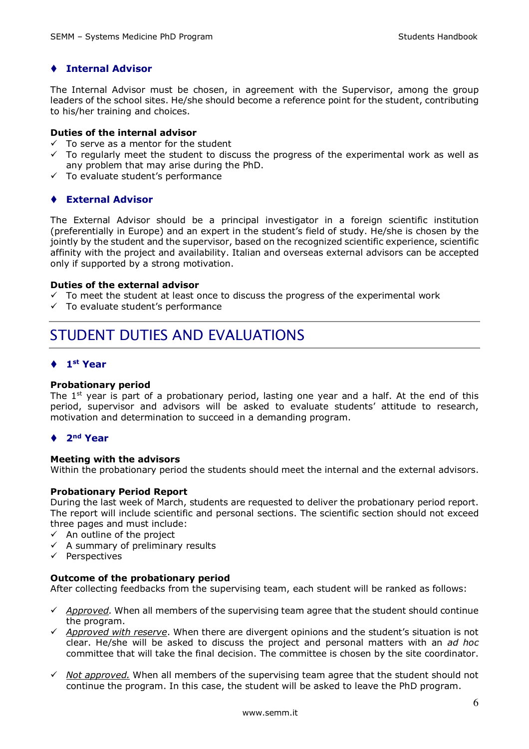## ♦ Internal Advisor

The Internal Advisor must be chosen, in agreement with the Supervisor, among the group leaders of the school sites. He/she should become a reference point for the student, contributing to his/her training and choices.

**Duties of the internal advisor**

- ✓ To serve as a mentor for the student
- ✓ To regularly meet the student to discuss the progress of the experimental work as well as any problem that may arise during the PhD.
- ✓ To evaluate student's performance

## ♦ External Advisor

The External Advisor should be a principal investigator in a foreign scientific institution (preferentially in Europe) and an expert in the student's field of study. He/she is chosen by the jointly by the student and the supervisor, based on the recognized scientific experience, scientific affinity with the project and availability. Italian and overseas external advisors can be accepted only if supported by a strong motivation.

**Duties of the external advisor**

- ✓ To meet the student at least once to discuss the progress of the experimental work
- ✓ To evaluate student's performance

# STUDENT DUTIES AND EVALUATIONS

## ♦ 1st Year

**Probationary period**

The 1st year is part of a probationary period, lasting one year and a half. At the end of this period, supervisor and advisors will be asked to evaluate students' attitude to research, motivation and determination to succeed in a demanding program.

## ♦ 2nd Year

**Meeting with the advisors**

Within the probationary period the students should meet the internal and the external advisors.

**Probationary Period Report**

During the last week of March, students are requested to deliver the probationary period report. The report will include scientific and personal sections. The scientific section should not exceed three pages and must include:

- ✓ An outline of the project
- ✓ A summary of preliminary results
- ✓ Perspectives

**Outcome of the probationary period**

After collecting feedbacks from the supervising team, each student will be ranked as follows:

- ✓ *Approved.* When all members of the supervising team agree that the student should continue the program.
- ✓ *Approved with reserve*. When there are divergent opinions and the student's situation is not clear. He/she will be asked to discuss the project and personal matters with an *ad hoc* committee that will take the final decision. The committee is chosen by the site coordinator.
- ✓ *Not approved.* When all members of the supervising team agree that the student should not continue the program. In this case, the student will be asked to leave the PhD program.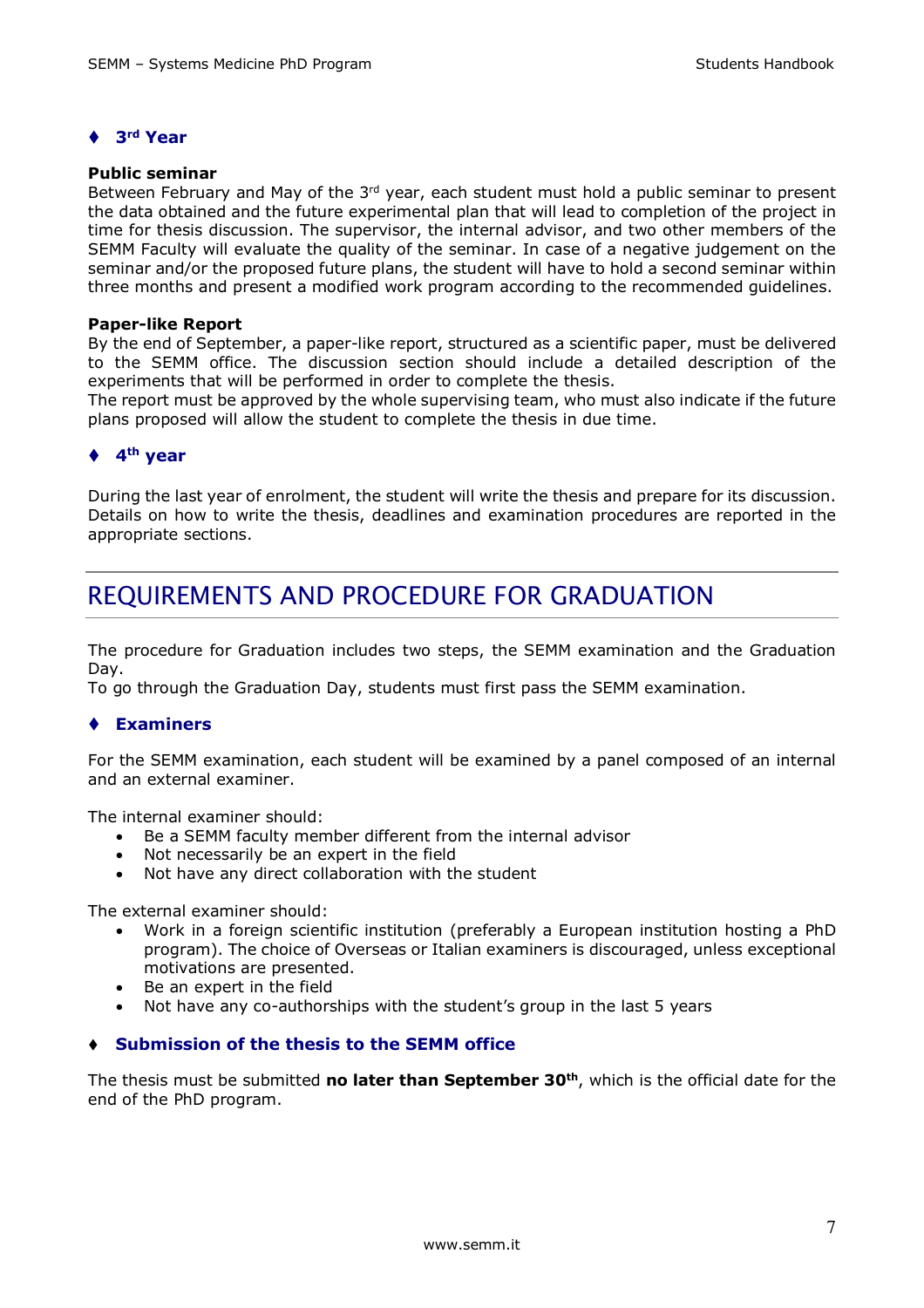### ♦ 3rd Year

**Public seminar**

Between February and May of the 3rd year, each student must hold a public seminar to present the data obtained and the future experimental plan that will lead to completion of the project in time for thesis discussion. The supervisor, the internal advisor, and two other members of the SEMM Faculty will evaluate the quality of the seminar. In case of a negative judgement on the seminar and/or the proposed future plans, the student will have to hold a second seminar within three months and present a modified work program according to the recommended guidelines.

**Paper-like Report**

By the end of September, a paper-like report, structured as a scientific paper, must be delivered to the SEMM office. The discussion section should include a detailed description of the experiments that will be performed in order to complete the thesis.
The report must be approved by the whole supervising team, who must also indicate if the future plans proposed will allow the student to complete the thesis in due time.

### ♦ 4th year

During the last year of enrolment, the student will write the thesis and prepare for its discussion. Details on how to write the thesis, deadlines and examination procedures are reported in the appropriate sections.

## REQUIREMENTS AND PROCEDURE FOR GRADUATION

The procedure for Graduation includes two steps, the SEMM examination and the Graduation Day.
To go through the Graduation Day, students must first pass the SEMM examination.

### ♦ Examiners

For the SEMM examination, each student will be examined by a panel composed of an internal and an external examiner.

The internal examiner should:

- Be a SEMM faculty member different from the internal advisor
- Not necessarily be an expert in the field
- Not have any direct collaboration with the student

The external examiner should:

- Work in a foreign scientific institution (preferably a European institution hosting a PhD program). The choice of Overseas or Italian examiners is discouraged, unless exceptional motivations are presented.
- Be an expert in the field
- Not have any co-authorships with the student's group in the last 5 years

### ♦ Submission of the thesis to the SEMM office

The thesis must be submitted **no later than September 30th**, which is the official date for the end of the PhD program.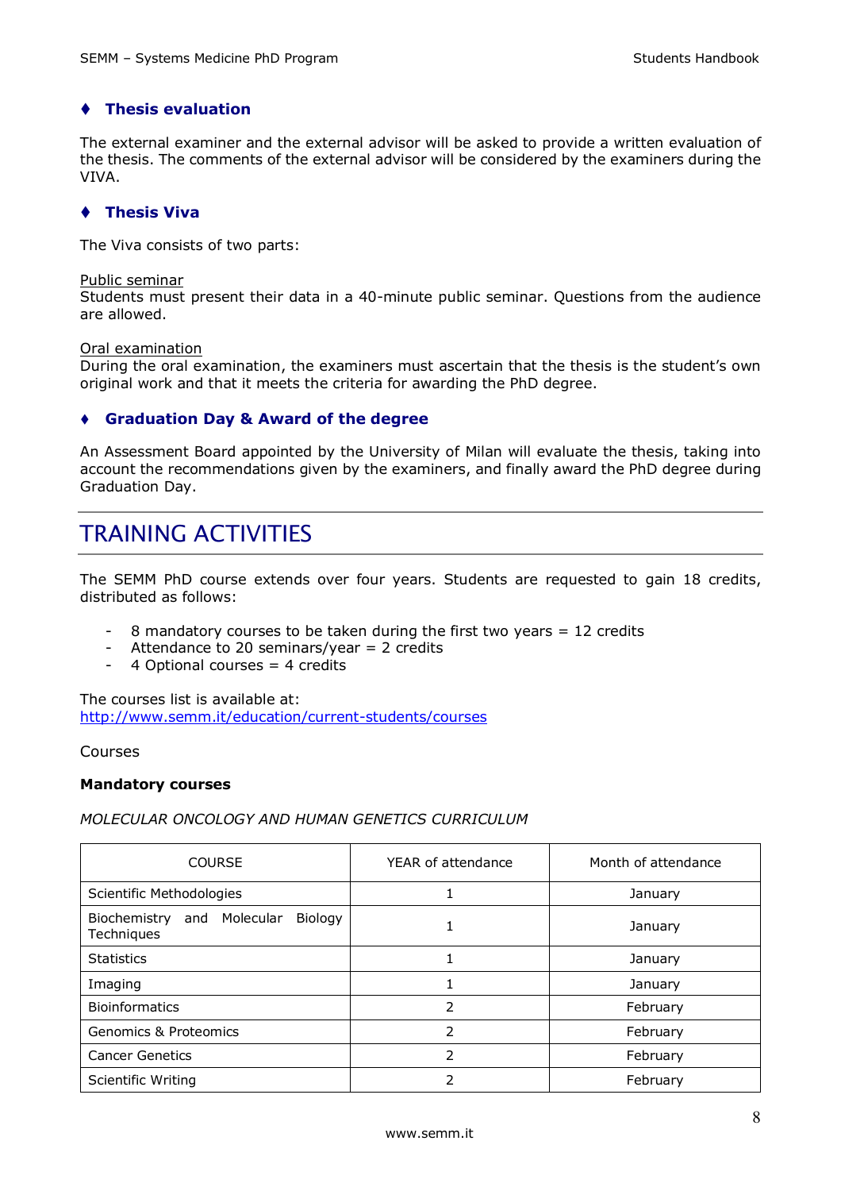### ♦ Thesis evaluation

The external examiner and the external advisor will be asked to provide a written evaluation of the thesis. The comments of the external advisor will be considered by the examiners during the VIVA.

### ♦ Thesis Viva

The Viva consists of two parts:

Public seminar
Students must present their data in a 40-minute public seminar. Questions from the audience are allowed.

Oral examination
During the oral examination, the examiners must ascertain that the thesis is the student's own original work and that it meets the criteria for awarding the PhD degree.

### ♦ Graduation Day & Award of the degree

An Assessment Board appointed by the University of Milan will evaluate the thesis, taking into account the recommendations given by the examiners, and finally award the PhD degree during Graduation Day.

## TRAINING ACTIVITIES

The SEMM PhD course extends over four years. Students are requested to gain 18 credits, distributed as follows:

- 8 mandatory courses to be taken during the first two years = 12 credits
- Attendance to 20 seminars/year = 2 credits
- 4 Optional courses = 4 credits

The courses list is available at:
http://www.semm.it/education/current-students/courses

Courses

**Mandatory courses**

*MOLECULAR ONCOLOGY AND HUMAN GENETICS CURRICULUM*

| COURSE | YEAR of attendance | Month of attendance |
|---|---|---|
| Scientific Methodologies | 1 | January |
| Biochemistry and Molecular Biology Techniques | 1 | January |
| Statistics | 1 | January |
| Imaging | 1 | January |
| Bioinformatics | 2 | February |
| Genomics & Proteomics | 2 | February |
| Cancer Genetics | 2 | February |
| Scientific Writing | 2 | February |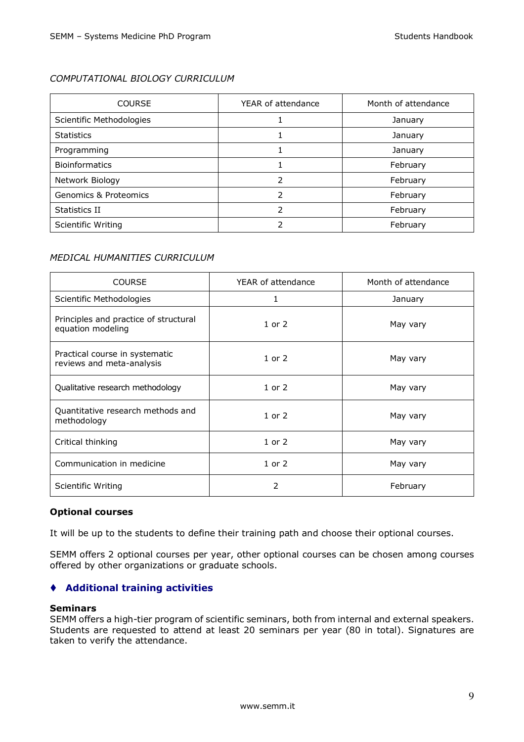*COMPUTATIONAL BIOLOGY CURRICULUM*

| COURSE | YEAR of attendance | Month of attendance |
|---|---|---|
| Scientific Methodologies | 1 | January |
| Statistics | 1 | January |
| Programming | 1 | January |
| Bioinformatics | 1 | February |
| Network Biology | 2 | February |
| Genomics & Proteomics | 2 | February |
| Statistics II | 2 | February |
| Scientific Writing | 2 | February |

*MEDICAL HUMANITIES CURRICULUM*

| COURSE | YEAR of attendance | Month of attendance |
|---|---|---|
| Scientific Methodologies | 1 | January |
| Principles and practice of structural equation modeling | 1 or 2 | May vary |
| Practical course in systematic reviews and meta-analysis | 1 or 2 | May vary |
| Qualitative research methodology | 1 or 2 | May vary |
| Quantitative research methods and methodology | 1 or 2 | May vary |
| Critical thinking | 1 or 2 | May vary |
| Communication in medicine | 1 or 2 | May vary |
| Scientific Writing | 2 | February |

**Optional courses**

It will be up to the students to define their training path and choose their optional courses.

SEMM offers 2 optional courses per year, other optional courses can be chosen among courses offered by other organizations or graduate schools.

## ♦ Additional training activities

**Seminars**

SEMM offers a high-tier program of scientific seminars, both from internal and external speakers. Students are requested to attend at least 20 seminars per year (80 in total). Signatures are taken to verify the attendance.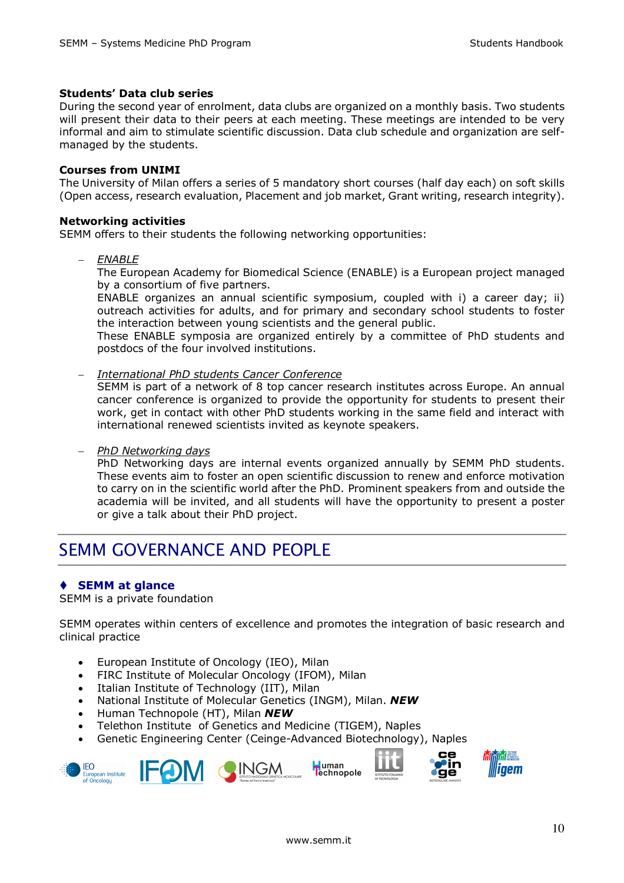### Students' Data club series

During the second year of enrolment, data clubs are organized on a monthly basis. Two students will present their data to their peers at each meeting. These meetings are intended to be very informal and aim to stimulate scientific discussion. Data club schedule and organization are self-managed by the students.

### Courses from UNIMI

The University of Milan offers a series of 5 mandatory short courses (half day each) on soft skills (Open access, research evaluation, Placement and job market, Grant writing, research integrity).

### Networking activities

SEMM offers to their students the following networking opportunities:

- *ENABLE*
  The European Academy for Biomedical Science (ENABLE) is a European project managed by a consortium of five partners.
  ENABLE organizes an annual scientific symposium, coupled with i) a career day; ii) outreach activities for adults, and for primary and secondary school students to foster the interaction between young scientists and the general public.
  These ENABLE symposia are organized entirely by a committee of PhD students and postdocs of the four involved institutions.

- *International PhD students Cancer Conference*
  SEMM is part of a network of 8 top cancer research institutes across Europe. An annual cancer conference is organized to provide the opportunity for students to present their work, get in contact with other PhD students working in the same field and interact with international renewed scientists invited as keynote speakers.

- *PhD Networking days*
  PhD Networking days are internal events organized annually by SEMM PhD students. These events aim to foster an open scientific discussion to renew and enforce motivation to carry on in the scientific world after the PhD. Prominent speakers from and outside the academia will be invited, and all students will have the opportunity to present a poster or give a talk about their PhD project.

# SEMM GOVERNANCE AND PEOPLE

## ♦ SEMM at glance

SEMM is a private foundation

SEMM operates within centers of excellence and promotes the integration of basic research and clinical practice

- European Institute of Oncology (IEO), Milan
- FIRC Institute of Molecular Oncology (IFOM), Milan
- Italian Institute of Technology (IIT), Milan
- National Institute of Molecular Genetics (INGM), Milan. ***NEW***
- Human Technopole (HT), Milan ***NEW***
- Telethon Institute of Genetics and Medicine (TIGEM), Naples
- Genetic Engineering Center (Ceinge-Advanced Biotechnology), Naples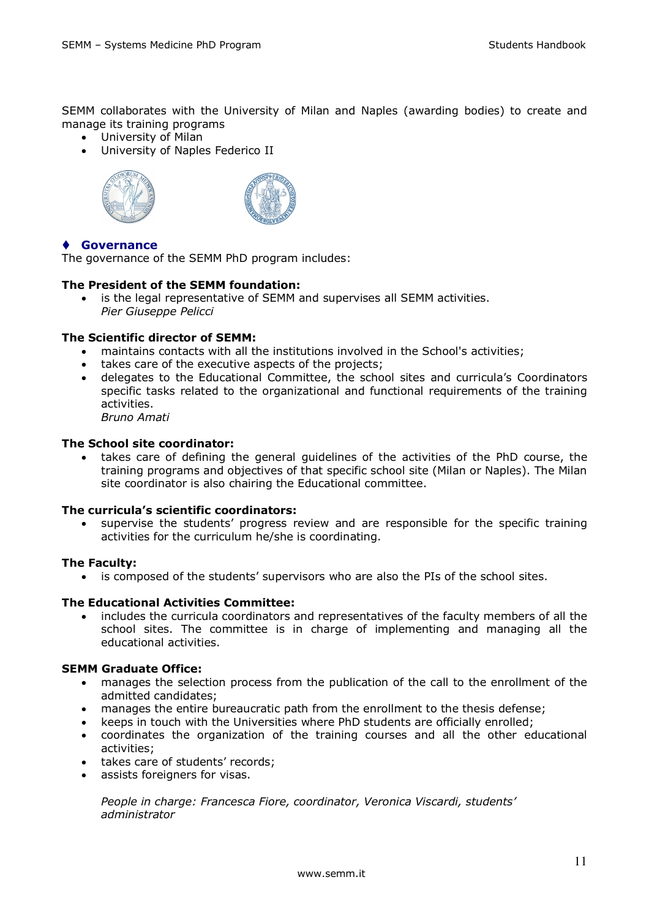SEMM collaborates with the University of Milan and Naples (awarding bodies) to create and manage its training programs

- University of Milan
- University of Naples Federico II

## ♦ Governance

The governance of the SEMM PhD program includes:

**The President of the SEMM foundation:**

- is the legal representative of SEMM and supervises all SEMM activities.
  *Pier Giuseppe Pelicci*

**The Scientific director of SEMM:**

- maintains contacts with all the institutions involved in the School's activities;
- takes care of the executive aspects of the projects;
- delegates to the Educational Committee, the school sites and curricula's Coordinators specific tasks related to the organizational and functional requirements of the training activities.
  *Bruno Amati*

**The School site coordinator:**

- takes care of defining the general guidelines of the activities of the PhD course, the training programs and objectives of that specific school site (Milan or Naples). The Milan site coordinator is also chairing the Educational committee.

**The curricula's scientific coordinators:**

- supervise the students' progress review and are responsible for the specific training activities for the curriculum he/she is coordinating.

**The Faculty:**

- is composed of the students' supervisors who are also the PIs of the school sites.

**The Educational Activities Committee:**

- includes the curricula coordinators and representatives of the faculty members of all the school sites. The committee is in charge of implementing and managing all the educational activities.

**SEMM Graduate Office:**

- manages the selection process from the publication of the call to the enrollment of the admitted candidates;
- manages the entire bureaucratic path from the enrollment to the thesis defense;
- keeps in touch with the Universities where PhD students are officially enrolled;
- coordinates the organization of the training courses and all the other educational activities;
- takes care of students' records;
- assists foreigners for visas.

*People in charge: Francesca Fiore, coordinator, Veronica Viscardi, students' administrator*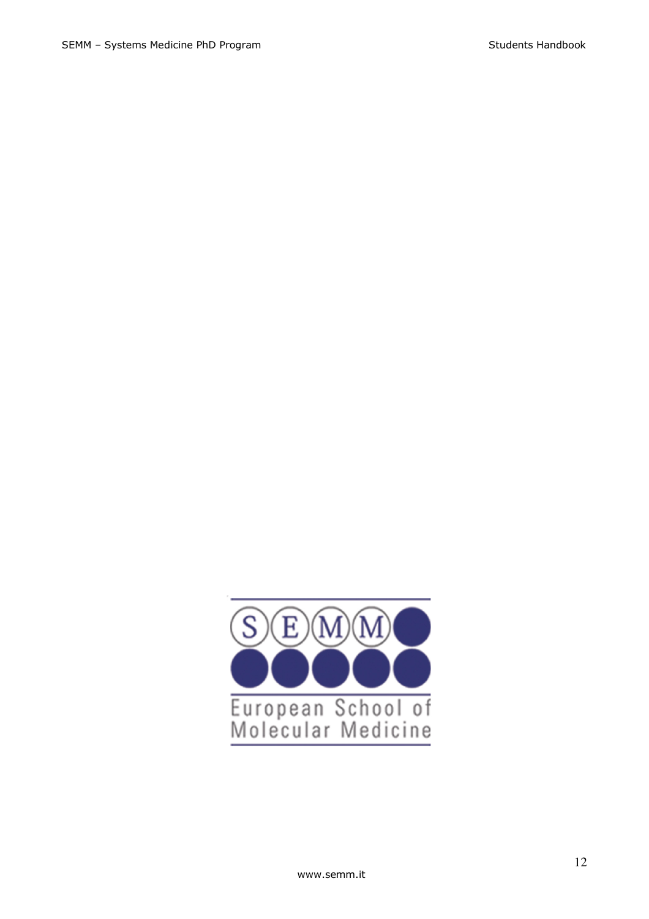European School of Molecular Medicine

www.semm.it